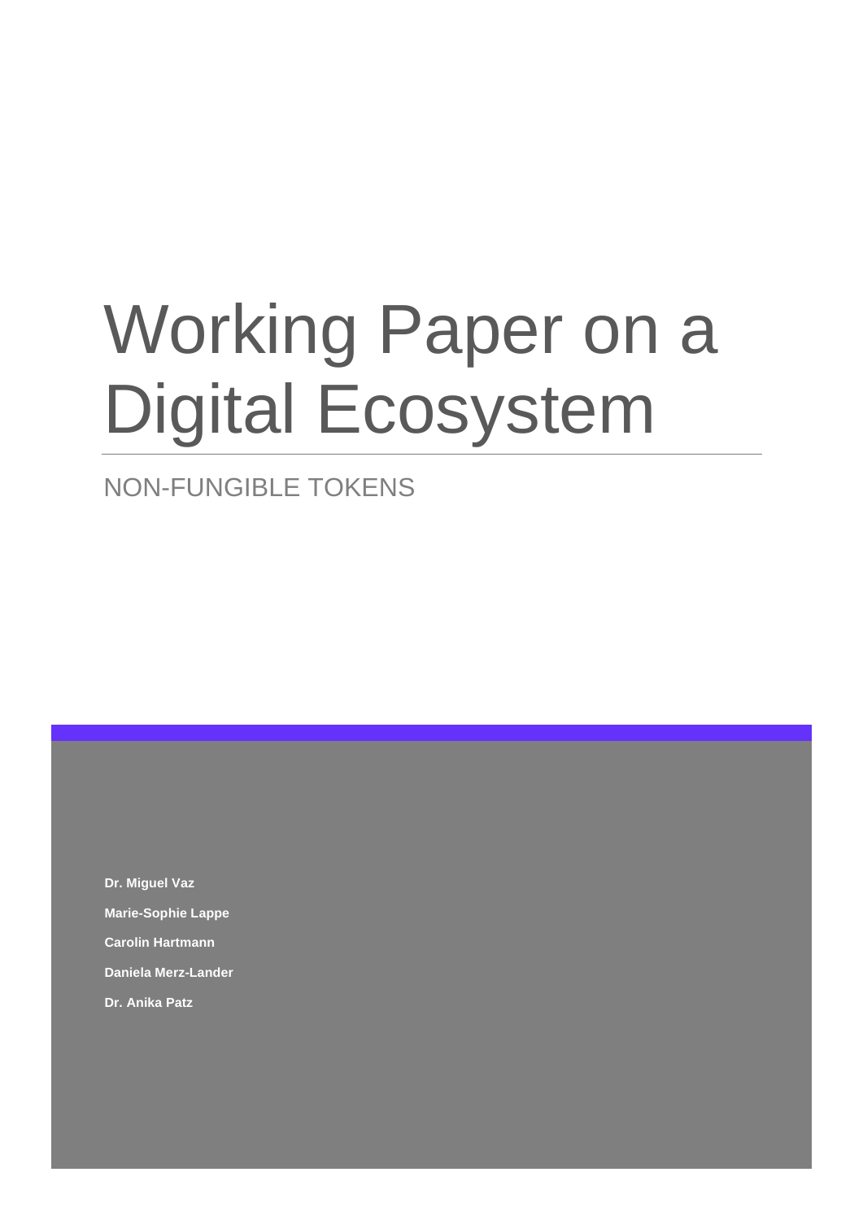# Working Paper on a Digital Ecosystem

## NON-FUNGIBLE TOKENS

**Dr. Miguel Vaz**

**Marie-Sophie Lappe**

**Carolin Hartmann**

**Daniela Merz-Lander**

**Dr. Anika Patz**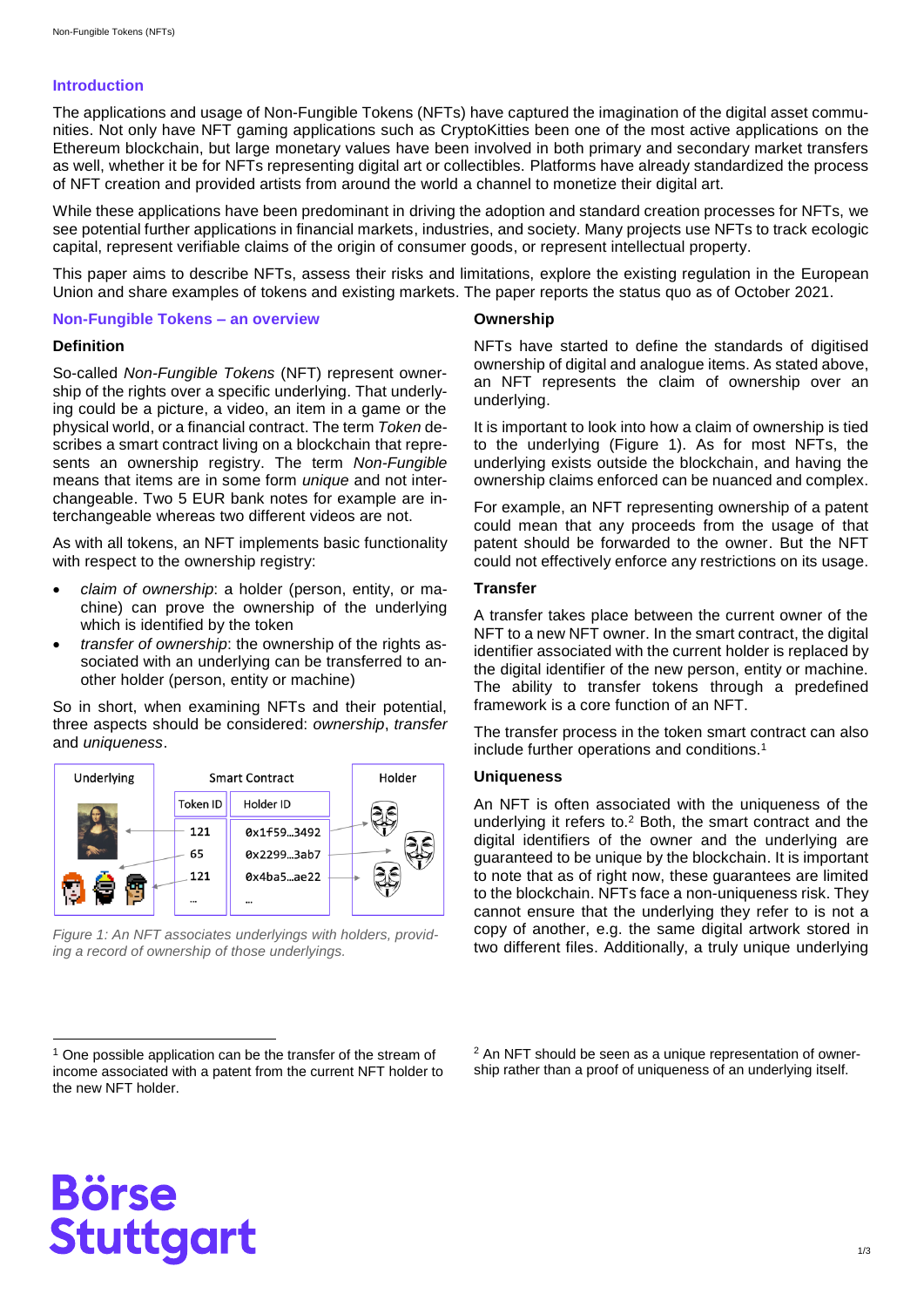## Introduction

The applications and usage of Non-Fungible Tokens (NFTs) have captured the imagination of the digital asset communities. Not only have NFT gaming applications such as CryptoKitties been one of the most active applications on the Ethereum blockchain, but large monetary values have been involved in both primary and secondary market transfers as well, whether it be for NFTs representing digital art or collectibles. Platforms have already standardized the process of NFT creation and provided artists from around the world a channel to monetize their digital art.

While these applications have been predominant in driving the adoption and standard creation processes for NFTs, we see potential further applications in financial markets, industries, and society. Many projects use NFTs to track ecologic capital, represent verifiable claims of the origin of consumer goods, or represent intellectual property.

This paper aims to describe NFTs, assess their risks and limitations, explore the existing regulation in the European Union and share examples of tokens and existing markets. The paper reports the status quo as of October 2021.

## Non-Fungible Tokens – an overview

### Definition

So-called *Non-Fungible Tokens* (NFT) represent ownership of the rights over a specific underlying. That underlying could be a picture, a video, an item in a game or the physical world, or a financial contract. The term *Token* describes a smart contract living on a blockchain that represents an ownership registry. The term *Non-Fungible* means that items are in some form *unique* and not interchangeable. Two 5 EUR bank notes for example are interchangeable whereas two different videos are not.

As with all tokens, an NFT implements basic functionality with respect to the ownership registry:

- *claim of ownership*: a holder (person, entity, or machine) can prove the ownership of the underlying which is identified by the token
- *transfer of ownership*: the ownership of the rights associated with an underlying can be transferred to another holder (person, entity or machine)

So in short, when examining NFTs and their potential, three aspects should be considered: *ownership*, *transfer* and *uniqueness*.

| Underlying | Smart Contract | | Holder |
|---|---|---|---|
| | Token ID | Holder ID | |
| | 121 | 0x1f59…3492 | |
| | 65 | 0x2299…3ab7 | |
| | 121 | 0x4ba5…ae22 | |
| | … | … | |

*Figure 1: An NFT associates underlyings with holders, providing a record of ownership of those underlyings.*

### Ownership

NFTs have started to define the standards of digitised ownership of digital and analogue items. As stated above, an NFT represents the claim of ownership over an underlying.

It is important to look into how a claim of ownership is tied to the underlying (Figure 1). As for most NFTs, the underlying exists outside the blockchain, and having the ownership claims enforced can be nuanced and complex.

For example, an NFT representing ownership of a patent could mean that any proceeds from the usage of that patent should be forwarded to the owner. But the NFT could not effectively enforce any restrictions on its usage.

### Transfer

A transfer takes place between the current owner of the NFT to a new NFT owner. In the smart contract, the digital identifier associated with the current holder is replaced by the digital identifier of the new person, entity or machine. The ability to transfer tokens through a predefined framework is a core function of an NFT.

The transfer process in the token smart contract can also include further operations and conditions.[1]

### Uniqueness

An NFT is often associated with the uniqueness of the underlying it refers to.[2] Both, the smart contract and the digital identifiers of the owner and the underlying are guaranteed to be unique by the blockchain. It is important to note that as of right now, these guarantees are limited to the blockchain. NFTs face a non-uniqueness risk. They cannot ensure that the underlying they refer to is not a copy of another, e.g. the same digital artwork stored in two different files. Additionally, a truly unique underlying

[1] One possible application can be the transfer of the stream of income associated with a patent from the current NFT holder to the new NFT holder.

[2] An NFT should be seen as a unique representation of ownership rather than a proof of uniqueness of an underlying itself.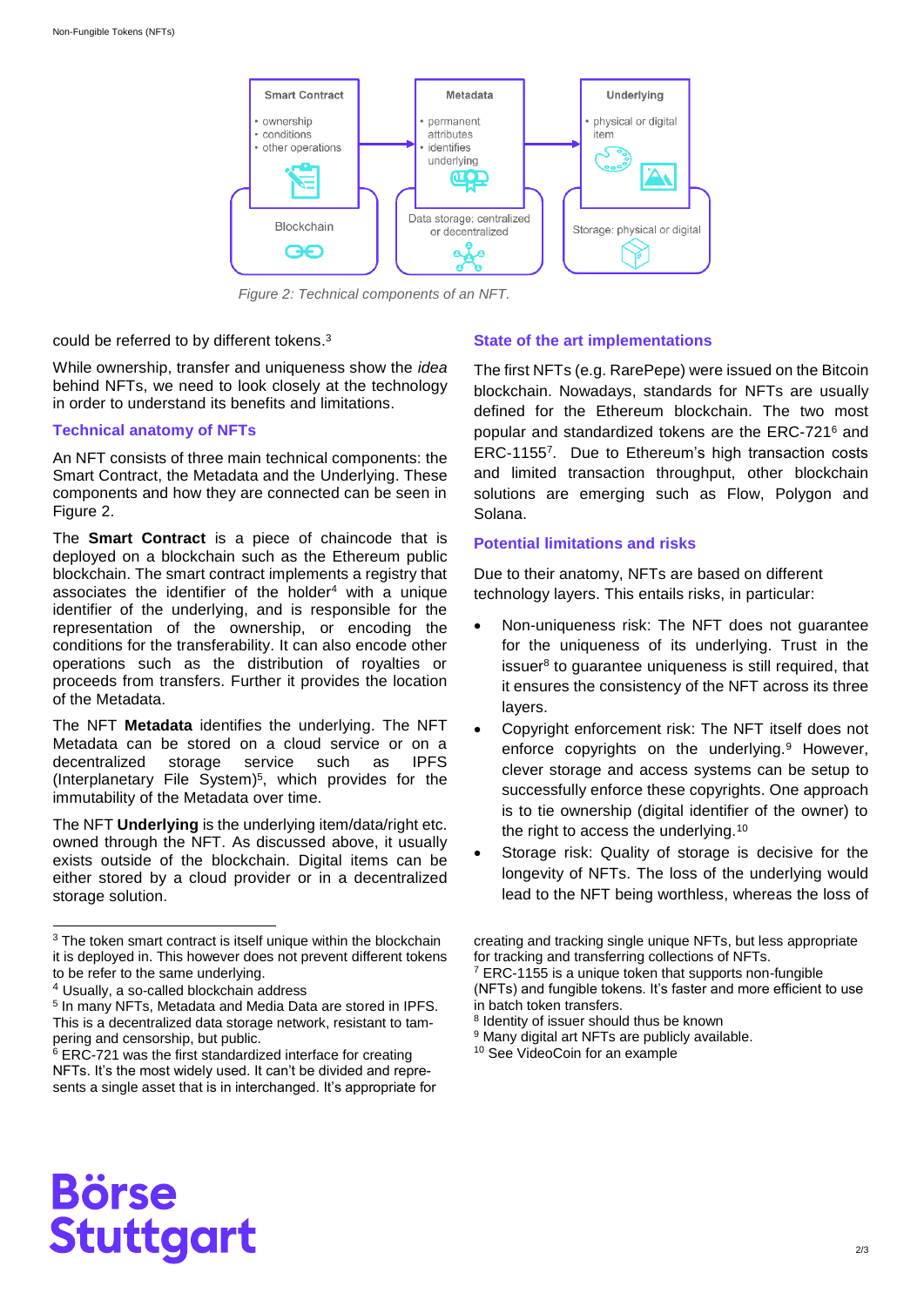Smart Contract

- ownership
- conditions
- other operations

Blockchain

Metadata

- permanent attributes
- identifies underlying

Data storage: centralized or decentralized

Underlying

- physical or digital item

Storage: physical or digital

*Figure 2: Technical components of an NFT.*

could be referred to by different tokens.[3]

While ownership, transfer and uniqueness show the *idea* behind NFTs, we need to look closely at the technology in order to understand its benefits and limitations.

## Technical anatomy of NFTs

An NFT consists of three main technical components: the Smart Contract, the Metadata and the Underlying. These components and how they are connected can be seen in Figure 2.

The **Smart Contract** is a piece of chaincode that is deployed on a blockchain such as the Ethereum public blockchain. The smart contract implements a registry that associates the identifier of the holder[4] with a unique identifier of the underlying, and is responsible for the representation of the ownership, or encoding the conditions for the transferability. It can also encode other operations such as the distribution of royalties or proceeds from transfers. Further it provides the location of the Metadata.

The NFT **Metadata** identifies the underlying. The NFT Metadata can be stored on a cloud service or on a decentralized storage service such as IPFS (Interplanetary File System)[5], which provides for the immutability of the Metadata over time.

The NFT **Underlying** is the underlying item/data/right etc. owned through the NFT. As discussed above, it usually exists outside of the blockchain. Digital items can be either stored by a cloud provider or in a decentralized storage solution.

## State of the art implementations

The first NFTs (e.g. RarePepe) were issued on the Bitcoin blockchain. Nowadays, standards for NFTs are usually defined for the Ethereum blockchain. The two most popular and standardized tokens are the ERC-721[6] and ERC-1155[7]. Due to Ethereum's high transaction costs and limited transaction throughput, other blockchain solutions are emerging such as Flow, Polygon and Solana.

## Potential limitations and risks

Due to their anatomy, NFTs are based on different technology layers. This entails risks, in particular:

- Non-uniqueness risk: The NFT does not guarantee for the uniqueness of its underlying. Trust in the issuer[8] to guarantee uniqueness is still required, that it ensures the consistency of the NFT across its three layers.
- Copyright enforcement risk: The NFT itself does not enforce copyrights on the underlying.[9] However, clever storage and access systems can be setup to successfully enforce these copyrights. One approach is to tie ownership (digital identifier of the owner) to the right to access the underlying.[10]
- Storage risk: Quality of storage is decisive for the longevity of NFTs. The loss of the underlying would lead to the NFT being worthless, whereas the loss of

---

[3] The token smart contract is itself unique within the blockchain it is deployed in. This however does not prevent different tokens to be refer to the same underlying.

[4] Usually, a so-called blockchain address

[5] In many NFTs, Metadata and Media Data are stored in IPFS. This is a decentralized data storage network, resistant to tampering and censorship, but public.

[6] ERC-721 was the first standardized interface for creating NFTs. It's the most widely used. It can't be divided and represents a single asset that is in interchanged. It's appropriate for creating and tracking single unique NFTs, but less appropriate for tracking and transferring collections of NFTs.

[7] ERC-1155 is a unique token that supports non-fungible (NFTs) and fungible tokens. It's faster and more efficient to use in batch token transfers.

[8] Identity of issuer should thus be known

[9] Many digital art NFTs are publicly available.

[10] See VideoCoin for an example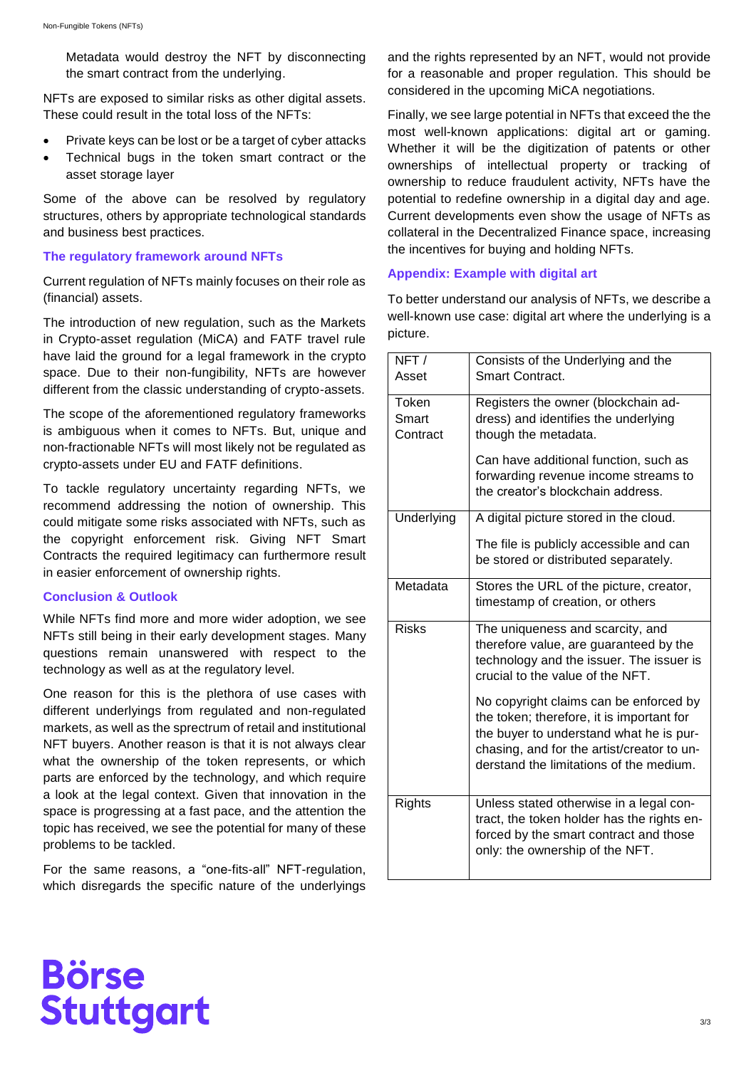Metadata would destroy the NFT by disconnecting the smart contract from the underlying.

NFTs are exposed to similar risks as other digital assets. These could result in the total loss of the NFTs:

- Private keys can be lost or be a target of cyber attacks
- Technical bugs in the token smart contract or the asset storage layer

Some of the above can be resolved by regulatory structures, others by appropriate technological standards and business best practices.

### The regulatory framework around NFTs

Current regulation of NFTs mainly focuses on their role as (financial) assets.

The introduction of new regulation, such as the Markets in Crypto-asset regulation (MiCA) and FATF travel rule have laid the ground for a legal framework in the crypto space. Due to their non-fungibility, NFTs are however different from the classic understanding of crypto-assets.

The scope of the aforementioned regulatory frameworks is ambiguous when it comes to NFTs. But, unique and non-fractionable NFTs will most likely not be regulated as crypto-assets under EU and FATF definitions.

To tackle regulatory uncertainty regarding NFTs, we recommend addressing the notion of ownership. This could mitigate some risks associated with NFTs, such as the copyright enforcement risk. Giving NFT Smart Contracts the required legitimacy can furthermore result in easier enforcement of ownership rights.

### Conclusion & Outlook

While NFTs find more and more wider adoption, we see NFTs still being in their early development stages. Many questions remain unanswered with respect to the technology as well as at the regulatory level.

One reason for this is the plethora of use cases with different underlyings from regulated and non-regulated markets, as well as the sprectrum of retail and institutional NFT buyers. Another reason is that it is not always clear what the ownership of the token represents, or which parts are enforced by the technology, and which require a look at the legal context. Given that innovation in the space is progressing at a fast pace, and the attention the topic has received, we see the potential for many of these problems to be tackled.

For the same reasons, a "one-fits-all" NFT-regulation, which disregards the specific nature of the underlyings and the rights represented by an NFT, would not provide for a reasonable and proper regulation. This should be considered in the upcoming MiCA negotiations.

Finally, we see large potential in NFTs that exceed the the most well-known applications: digital art or gaming. Whether it will be the digitization of patents or other ownerships of intellectual property or tracking of ownership to reduce fraudulent activity, NFTs have the potential to redefine ownership in a digital day and age. Current developments even show the usage of NFTs as collateral in the Decentralized Finance space, increasing the incentives for buying and holding NFTs.

### Appendix: Example with digital art

To better understand our analysis of NFTs, we describe a well-known use case: digital art where the underlying is a picture.

| | |
|---|---|
| NFT / Asset | Consists of the Underlying and the Smart Contract. |
| Token Smart Contract | Registers the owner (blockchain address) and identifies the underlying though the metadata.<br><br>Can have additional function, such as forwarding revenue income streams to the creator's blockchain address. |
| Underlying | A digital picture stored in the cloud.<br><br>The file is publicly accessible and can be stored or distributed separately. |
| Metadata | Stores the URL of the picture, creator, timestamp of creation, or others |
| Risks | The uniqueness and scarcity, and therefore value, are guaranteed by the technology and the issuer. The issuer is crucial to the value of the NFT.<br><br>No copyright claims can be enforced by the token; therefore, it is important for the buyer to understand what he is purchasing, and for the artist/creator to understand the limitations of the medium. |
| Rights | Unless stated otherwise in a legal contract, the token holder has the rights enforced by the smart contract and those only: the ownership of the NFT. |

Börse Stuttgart